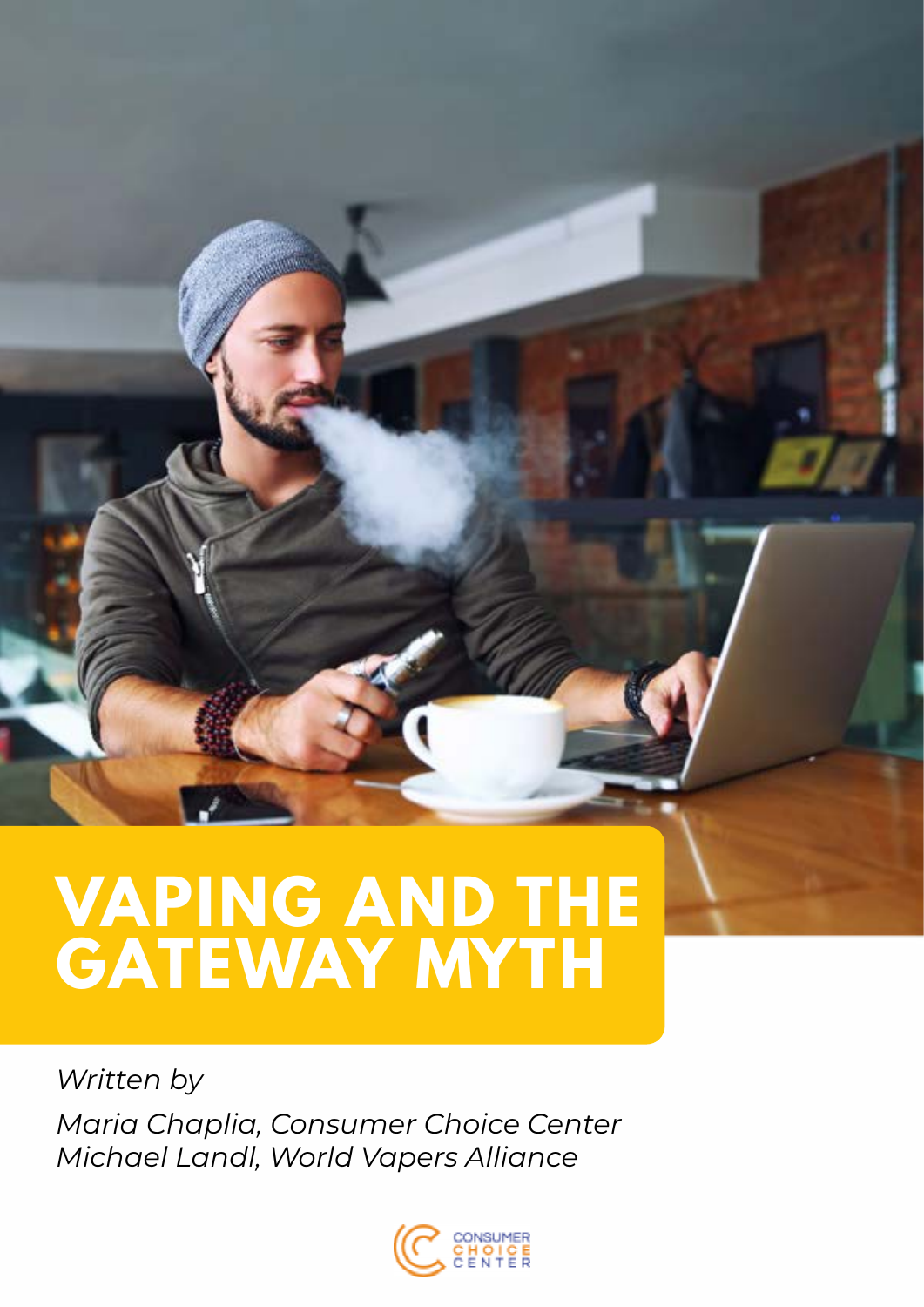# VAPING AND THE GATEWAY MYTH

*Written by*

*Maria Chaplia, Consumer Choice Center*
*Michael Landl, World Vapers Alliance*

CONSUMER CHOICE CENTER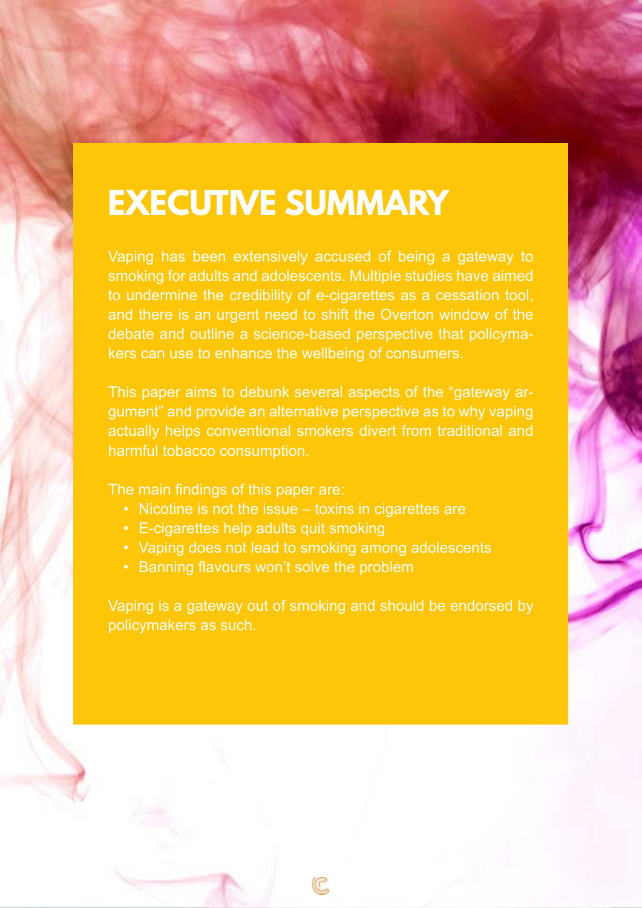# EXECUTIVE SUMMARY

Vaping has been extensively accused of being a gateway to smoking for adults and adolescents. Multiple studies have aimed to undermine the credibility of e-cigarettes as a cessation tool, and there is an urgent need to shift the Overton window of the debate and outline a science-based perspective that policymakers can use to enhance the wellbeing of consumers.

This paper aims to debunk several aspects of the "gateway argument" and provide an alternative perspective as to why vaping actually helps conventional smokers divert from traditional and harmful tobacco consumption.

The main findings of this paper are:

- Nicotine is not the issue – toxins in cigarettes are
- E-cigarettes help adults quit smoking
- Vaping does not lead to smoking among adolescents
- Banning flavours won't solve the problem

Vaping is a gateway out of smoking and should be endorsed by policymakers as such.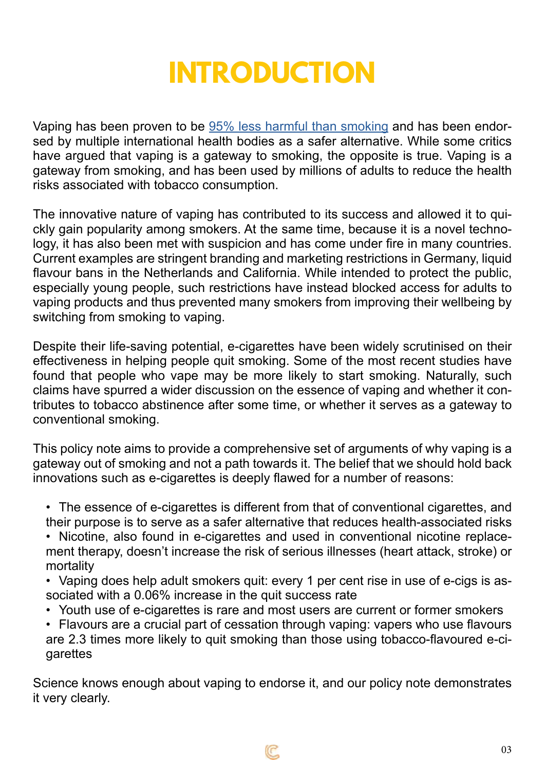# INTRODUCTION

Vaping has been proven to be [95% less harmful than smoking] and has been endorsed by multiple international health bodies as a safer alternative. While some critics have argued that vaping is a gateway to smoking, the opposite is true. Vaping is a gateway from smoking, and has been used by millions of adults to reduce the health risks associated with tobacco consumption.

The innovative nature of vaping has contributed to its success and allowed it to quickly gain popularity among smokers. At the same time, because it is a novel technology, it has also been met with suspicion and has come under fire in many countries. Current examples are stringent branding and marketing restrictions in Germany, liquid flavour bans in the Netherlands and California. While intended to protect the public, especially young people, such restrictions have instead blocked access for adults to vaping products and thus prevented many smokers from improving their wellbeing by switching from smoking to vaping.

Despite their life-saving potential, e-cigarettes have been widely scrutinised on their effectiveness in helping people quit smoking. Some of the most recent studies have found that people who vape may be more likely to start smoking. Naturally, such claims have spurred a wider discussion on the essence of vaping and whether it contributes to tobacco abstinence after some time, or whether it serves as a gateway to conventional smoking.

This policy note aims to provide a comprehensive set of arguments of why vaping is a gateway out of smoking and not a path towards it. The belief that we should hold back innovations such as e-cigarettes is deeply flawed for a number of reasons:

- The essence of e-cigarettes is different from that of conventional cigarettes, and their purpose is to serve as a safer alternative that reduces health-associated risks
- Nicotine, also found in e-cigarettes and used in conventional nicotine replacement therapy, doesn't increase the risk of serious illnesses (heart attack, stroke) or mortality
- Vaping does help adult smokers quit: every 1 per cent rise in use of e-cigs is associated with a 0.06% increase in the quit success rate
- Youth use of e-cigarettes is rare and most users are current or former smokers
- Flavours are a crucial part of cessation through vaping: vapers who use flavours are 2.3 times more likely to quit smoking than those using tobacco-flavoured e-cigarettes

Science knows enough about vaping to endorse it, and our policy note demonstrates it very clearly.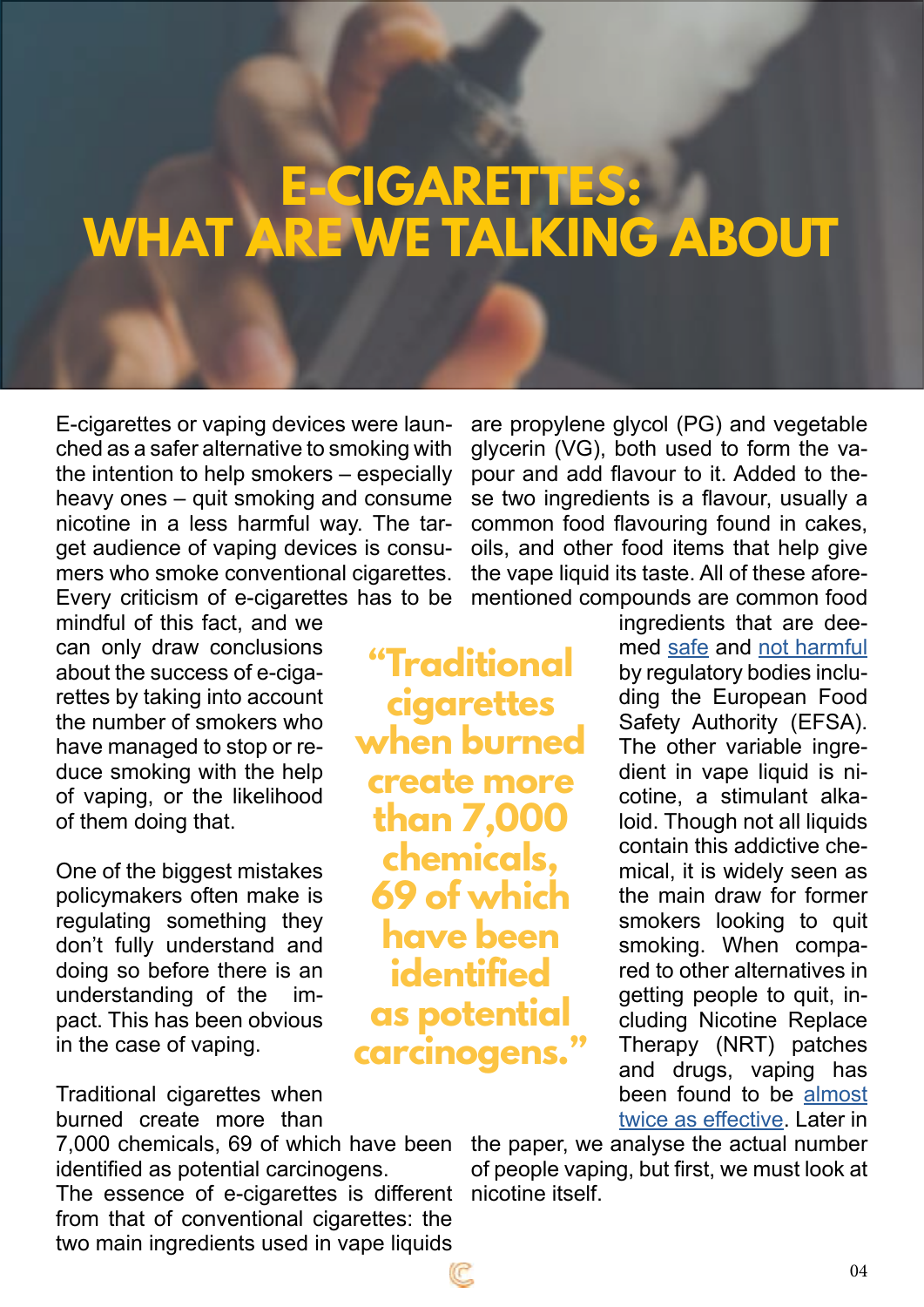# E-CIGARETTES: WHAT ARE WE TALKING ABOUT

E-cigarettes or vaping devices were launched as a safer alternative to smoking with the intention to help smokers – especially heavy ones – quit smoking and consume nicotine in a less harmful way. The target audience of vaping devices is consumers who smoke conventional cigarettes. Every criticism of e-cigarettes has to be mindful of this fact, and we can only draw conclusions about the success of e-cigarettes by taking into account the number of smokers who have managed to stop or reduce smoking with the help of vaping, or the likelihood of them doing that.

One of the biggest mistakes policymakers often make is regulating something they don't fully understand and doing so before there is an understanding of the impact. This has been obvious in the case of vaping.

> **"Traditional cigarettes when burned create more than 7,000 chemicals, 69 of which have been identified as potential carcinogens."**

Traditional cigarettes when burned create more than 7,000 chemicals, 69 of which have been identified as potential carcinogens.

The essence of e-cigarettes is different from that of conventional cigarettes: the two main ingredients used in vape liquids are propylene glycol (PG) and vegetable glycerin (VG), both used to form the vapour and add flavour to it. Added to these two ingredients is a flavour, usually a common food flavouring found in cakes, oils, and other food items that help give the vape liquid its taste. All of these aforementioned compounds are common food ingredients that are deemed safe and not harmful by regulatory bodies including the European Food Safety Authority (EFSA). The other variable ingredient in vape liquid is nicotine, a stimulant alkaloid. Though not all liquids contain this addictive chemical, it is widely seen as the main draw for former smokers looking to quit smoking. When compared to other alternatives in getting people to quit, including Nicotine Replace Therapy (NRT) patches and drugs, vaping has been found to be almost twice as effective. Later in the paper, we analyse the actual number of people vaping, but first, we must look at nicotine itself.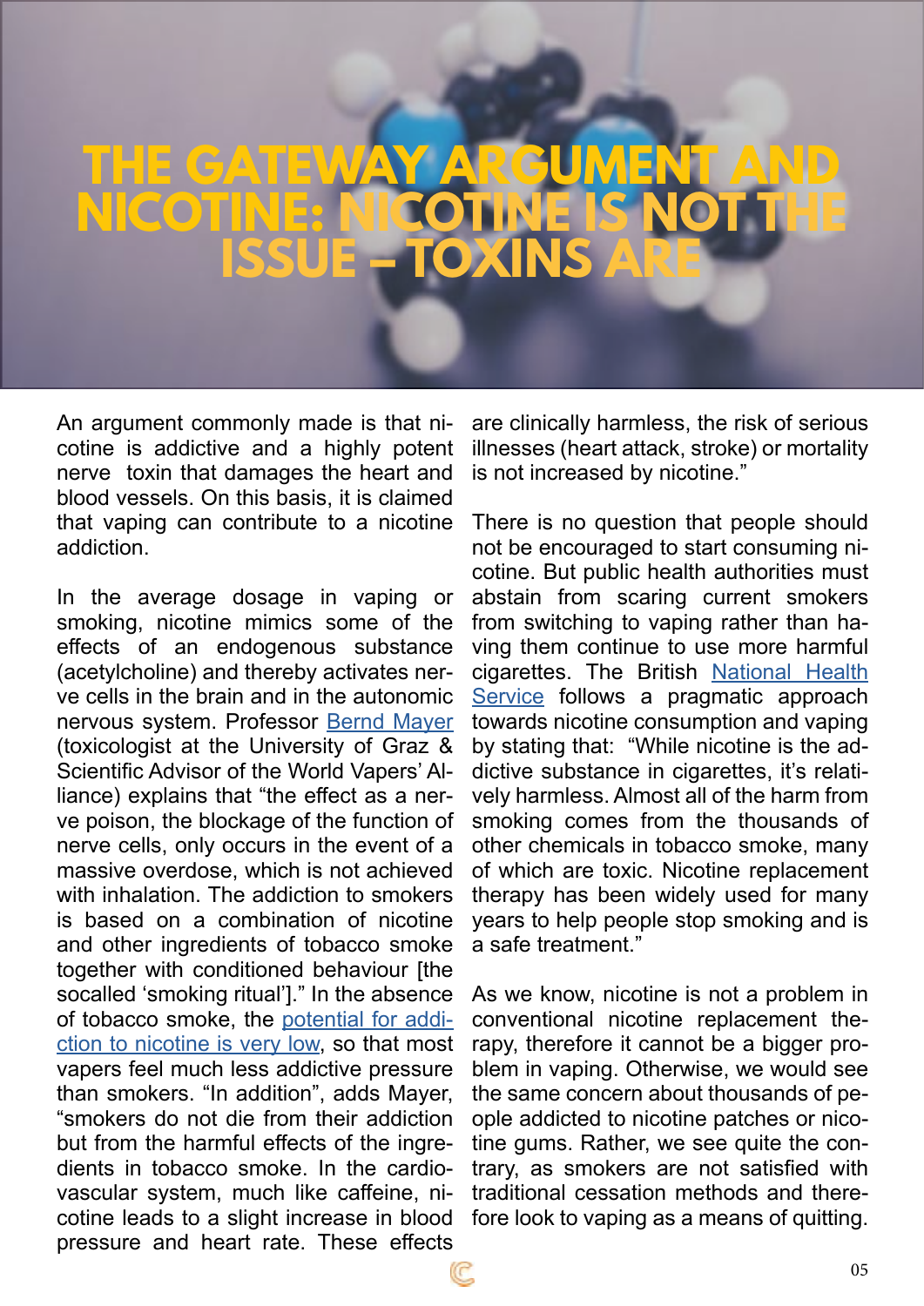# THE GATEWAY ARGUMENT AND NICOTINE: NICOTINE IS NOT THE ISSUE – TOXINS ARE

An argument commonly made is that nicotine is addictive and a highly potent nerve toxin that damages the heart and blood vessels. On this basis, it is claimed that vaping can contribute to a nicotine addiction.

In the average dosage in vaping or smoking, nicotine mimics some of the effects of an endogenous substance (acetylcholine) and thereby activates nerve cells in the brain and in the autonomic nervous system. Professor [Bernd Mayer]() (toxicologist at the University of Graz & Scientific Advisor of the World Vapers' Alliance) explains that "the effect as a nerve poison, the blockage of the function of nerve cells, only occurs in the event of a massive overdose, which is not achieved with inhalation. The addiction to smokers is based on a combination of nicotine and other ingredients of tobacco smoke together with conditioned behaviour [the socalled 'smoking ritual']." In the absence of tobacco smoke, the [potential for addiction to nicotine is very low](), so that most vapers feel much less addictive pressure than smokers. "In addition", adds Mayer, "smokers do not die from their addiction but from the harmful effects of the ingredients in tobacco smoke. In the cardiovascular system, much like caffeine, nicotine leads to a slight increase in blood pressure and heart rate. These effects are clinically harmless, the risk of serious illnesses (heart attack, stroke) or mortality is not increased by nicotine."

There is no question that people should not be encouraged to start consuming nicotine. But public health authorities must abstain from scaring current smokers from switching to vaping rather than having them continue to use more harmful cigarettes. The British [National Health Service]() follows a pragmatic approach towards nicotine consumption and vaping by stating that: "While nicotine is the addictive substance in cigarettes, it's relatively harmless. Almost all of the harm from smoking comes from the thousands of other chemicals in tobacco smoke, many of which are toxic. Nicotine replacement therapy has been widely used for many years to help people stop smoking and is a safe treatment."

As we know, nicotine is not a problem in conventional nicotine replacement therapy, therefore it cannot be a bigger problem in vaping. Otherwise, we would see the same concern about thousands of people addicted to nicotine patches or nicotine gums. Rather, we see quite the contrary, as smokers are not satisfied with traditional cessation methods and therefore look to vaping as a means of quitting.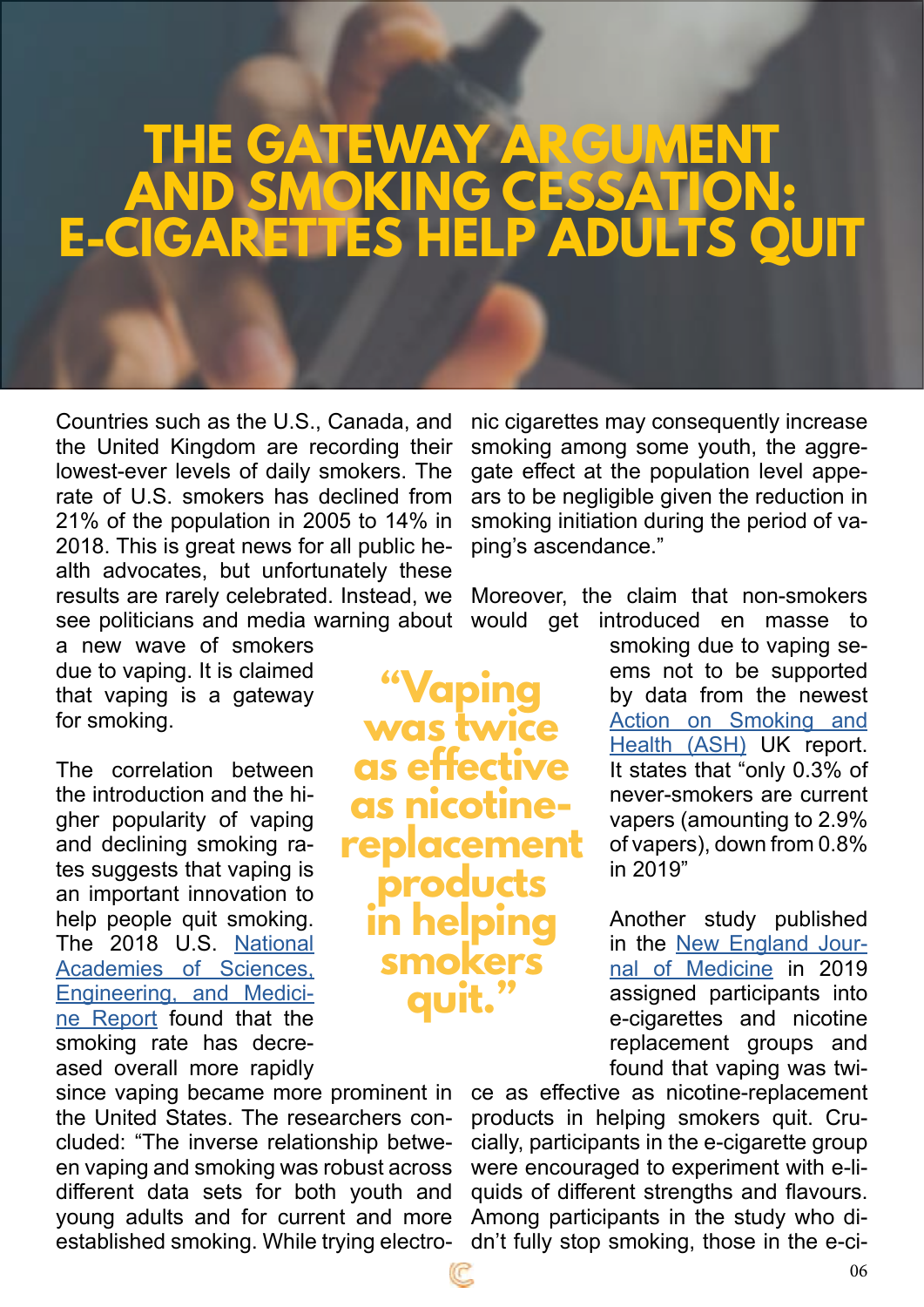# THE GATEWAY ARGUMENT AND SMOKING CESSATION: E-CIGARETTES HELP ADULTS QUIT

Countries such as the U.S., Canada, and the United Kingdom are recording their lowest-ever levels of daily smokers. The rate of U.S. smokers has declined from 21% of the population in 2005 to 14% in 2018. This is great news for all public health advocates, but unfortunately these results are rarely celebrated. Instead, we see politicians and media warning about a new wave of smokers due to vaping. It is claimed that vaping is a gateway for smoking.

The correlation between the introduction and the higher popularity of vaping and declining smoking rates suggests that vaping is an important innovation to help people quit smoking. The 2018 U.S. [National Academies of Sciences, Engineering, and Medicine Report]() found that the smoking rate has decreased overall more rapidly since vaping became more prominent in the United States. The researchers concluded: "The inverse relationship between vaping and smoking was robust across different data sets for both youth and young adults and for current and more established smoking. While trying electronic cigarettes may consequently increase smoking among some youth, the aggregate effect at the population level appears to be negligible given the reduction in smoking initiation during the period of vaping's ascendance."

> **"Vaping was twice as effective as nicotine-replacement products in helping smokers quit."**

Moreover, the claim that non-smokers would get introduced en masse to smoking due to vaping seems not to be supported by data from the newest [Action on Smoking and Health (ASH)]() UK report. It states that "only 0.3% of never-smokers are current vapers (amounting to 2.9% of vapers), down from 0.8% in 2019"

Another study published in the [New England Journal of Medicine]() in 2019 assigned participants into e-cigarettes and nicotine replacement groups and found that vaping was twice as effective as nicotine-replacement products in helping smokers quit. Crucially, participants in the e-cigarette group were encouraged to experiment with e-liquids of different strengths and flavours. Among participants in the study who didn't fully stop smoking, those in the e-ci-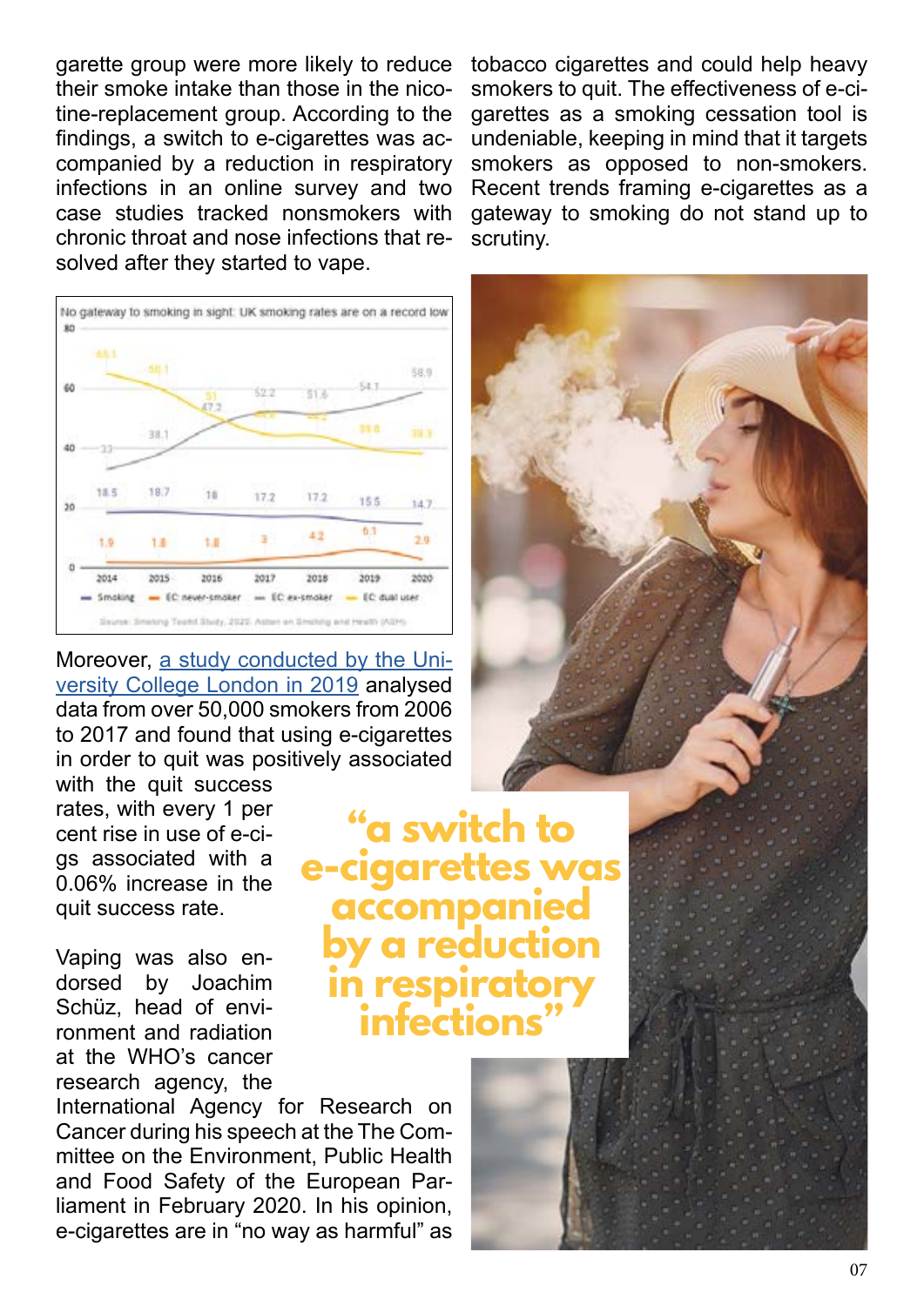garette group were more likely to reduce their smoke intake than those in the nicotine-replacement group. According to the findings, a switch to e-cigarettes was accompanied by a reduction in respiratory infections in an online survey and two case studies tracked nonsmokers with chronic throat and nose infections that resolved after they started to vape.

No gateway to smoking in sight: UK smoking rates are on a record low

| | 2014 | 2015 | 2016 | 2017 | 2018 | 2019 | 2020 |
|---|---|---|---|---|---|---|---|
| Smoking | 18.5 | 18.7 | 18 | 17.2 | 17.2 | 15.5 | 14.7 |
| EC never-smoker | 1.9 | 1.8 | 1.8 | 3 | 4.2 | 6.1 | 2.9 |
| EC ex-smoker | 33 | 38.1 | 47.2 | 52.2 | 51.6 | 54.1 | 58.9 |
| EC dual user | 65.1 | 58.1 | 51 | | | | |

Source: Smoking Toolkit Study, 2020; Action on Smoking and Health (ASH)

Moreover, [a study conducted by the University College London in 2019]() analysed data from over 50,000 smokers from 2006 to 2017 and found that using e-cigarettes in order to quit was positively associated with the quit success rates, with every 1 per cent rise in use of e-cigs associated with a 0.06% increase in the quit success rate.

> **"a switch to e-cigarettes was accompanied by a reduction in respiratory infections"**

Vaping was also endorsed by Joachim Schüz, head of environment and radiation at the WHO's cancer research agency, the International Agency for Research on Cancer during his speech at the The Committee on the Environment, Public Health and Food Safety of the European Parliament in February 2020. In his opinion, e-cigarettes are in "no way as harmful" as tobacco cigarettes and could help heavy smokers to quit. The effectiveness of e-cigarettes as a smoking cessation tool is undeniable, keeping in mind that it targets smokers as opposed to non-smokers. Recent trends framing e-cigarettes as a gateway to smoking do not stand up to scrutiny.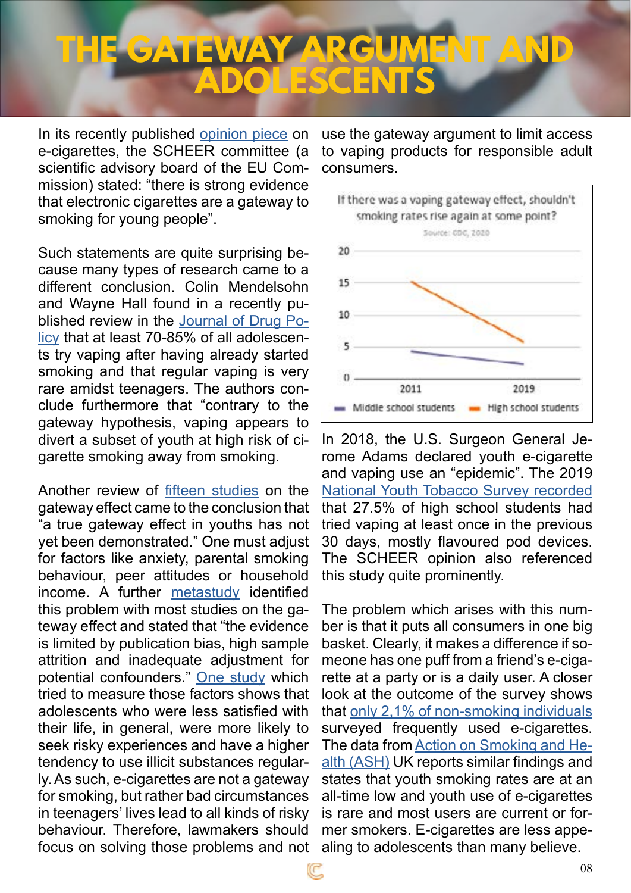# THE GATEWAY ARGUMENT AND ADOLESCENTS

In its recently published opinion piece on e-cigarettes, the SCHEER committee (a scientific advisory board of the EU Commission) stated: "there is strong evidence that electronic cigarettes are a gateway to smoking for young people".

Such statements are quite surprising because many types of research came to a different conclusion. Colin Mendelsohn and Wayne Hall found in a recently published review in the Journal of Drug Policy that at least 70-85% of all adolescents try vaping after having already started smoking and that regular vaping is very rare amidst teenagers. The authors conclude furthermore that "contrary to the gateway hypothesis, vaping appears to divert a subset of youth at high risk of cigarette smoking away from smoking.

Another review of fifteen studies on the gateway effect came to the conclusion that "a true gateway effect in youths has not yet been demonstrated." One must adjust for factors like anxiety, parental smoking behaviour, peer attitudes or household income. A further metastudy identified this problem with most studies on the gateway effect and stated that "the evidence is limited by publication bias, high sample attrition and inadequate adjustment for potential confounders." One study which tried to measure those factors shows that adolescents who were less satisfied with their life, in general, were more likely to seek risky experiences and have a higher tendency to use illicit substances regularly. As such, e-cigarettes are not a gateway for smoking, but rather bad circumstances in teenagers' lives lead to all kinds of risky behaviour. Therefore, lawmakers should focus on solving those problems and not use the gateway argument to limit access to vaping products for responsible adult consumers.

If there was a vaping gateway effect, shouldn't smoking rates rise again at some point?

Source: CDC, 2020

| Year | Middle school students | High school students |
|---|---|---|
| 2011 | ~4 | ~15 |
| 2019 | ~2.5 | ~5.5 |

In 2018, the U.S. Surgeon General Jerome Adams declared youth e-cigarette and vaping use an "epidemic". The 2019 National Youth Tobacco Survey recorded that 27.5% of high school students had tried vaping at least once in the previous 30 days, mostly flavoured pod devices. The SCHEER opinion also referenced this study quite prominently.

The problem which arises with this number is that it puts all consumers in one big basket. Clearly, it makes a difference if someone has one puff from a friend's e-cigarette at a party or is a daily user. A closer look at the outcome of the survey shows that only 2,1% of non-smoking individuals surveyed frequently used e-cigarettes. The data from Action on Smoking and Health (ASH) UK reports similar findings and states that youth smoking rates are at an all-time low and youth use of e-cigarettes is rare and most users are current or former smokers. E-cigarettes are less appealing to adolescents than many believe.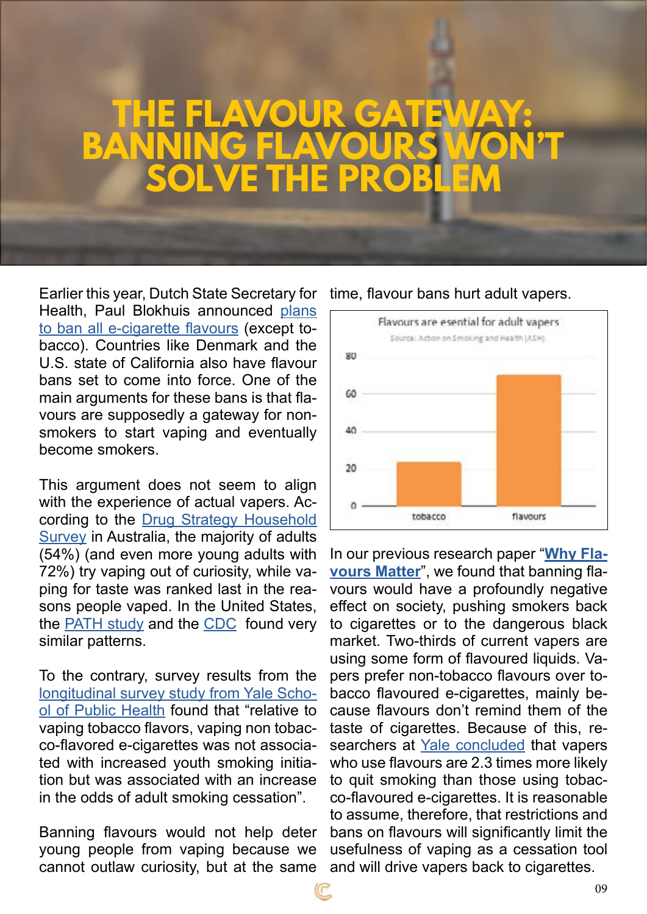# THE FLAVOUR GATEWAY: BANNING FLAVOURS WON'T SOLVE THE PROBLEM

Earlier this year, Dutch State Secretary for Health, Paul Blokhuis announced plans to ban all e-cigarette flavours (except tobacco). Countries like Denmark and the U.S. state of California also have flavour bans set to come into force. One of the main arguments for these bans is that flavours are supposedly a gateway for non-smokers to start vaping and eventually become smokers.

This argument does not seem to align with the experience of actual vapers. According to the Drug Strategy Household Survey in Australia, the majority of adults (54%) (and even more young adults with 72%) try vaping out of curiosity, while vaping for taste was ranked last in the reasons people vaped. In the United States, the PATH study and the CDC found very similar patterns.

To the contrary, survey results from the longitudinal survey study from Yale School of Public Health found that "relative to vaping tobacco flavors, vaping non tobacco-flavored e-cigarettes was not associated with increased youth smoking initiation but was associated with an increase in the odds of adult smoking cessation".

Banning flavours would not help deter young people from vaping because we cannot outlaw curiosity, but at the same time, flavour bans hurt adult vapers.

**Flavours are esential for adult vapers**

Source: Action on Smoking and Health (ASH).

| | Value |
|---|---|
| tobacco | ~25 |
| flavours | ~70 |

In our previous research paper "**Why Flavours Matter**", we found that banning flavours would have a profoundly negative effect on society, pushing smokers back to cigarettes or to the dangerous black market. Two-thirds of current vapers are using some form of flavoured liquids. Vapers prefer non-tobacco flavours over tobacco flavoured e-cigarettes, mainly because flavours don't remind them of the taste of cigarettes. Because of this, researchers at Yale concluded that vapers who use flavours are 2.3 times more likely to quit smoking than those using tobacco-flavoured e-cigarettes. It is reasonable to assume, therefore, that restrictions and bans on flavours will significantly limit the usefulness of vaping as a cessation tool and will drive vapers back to cigarettes.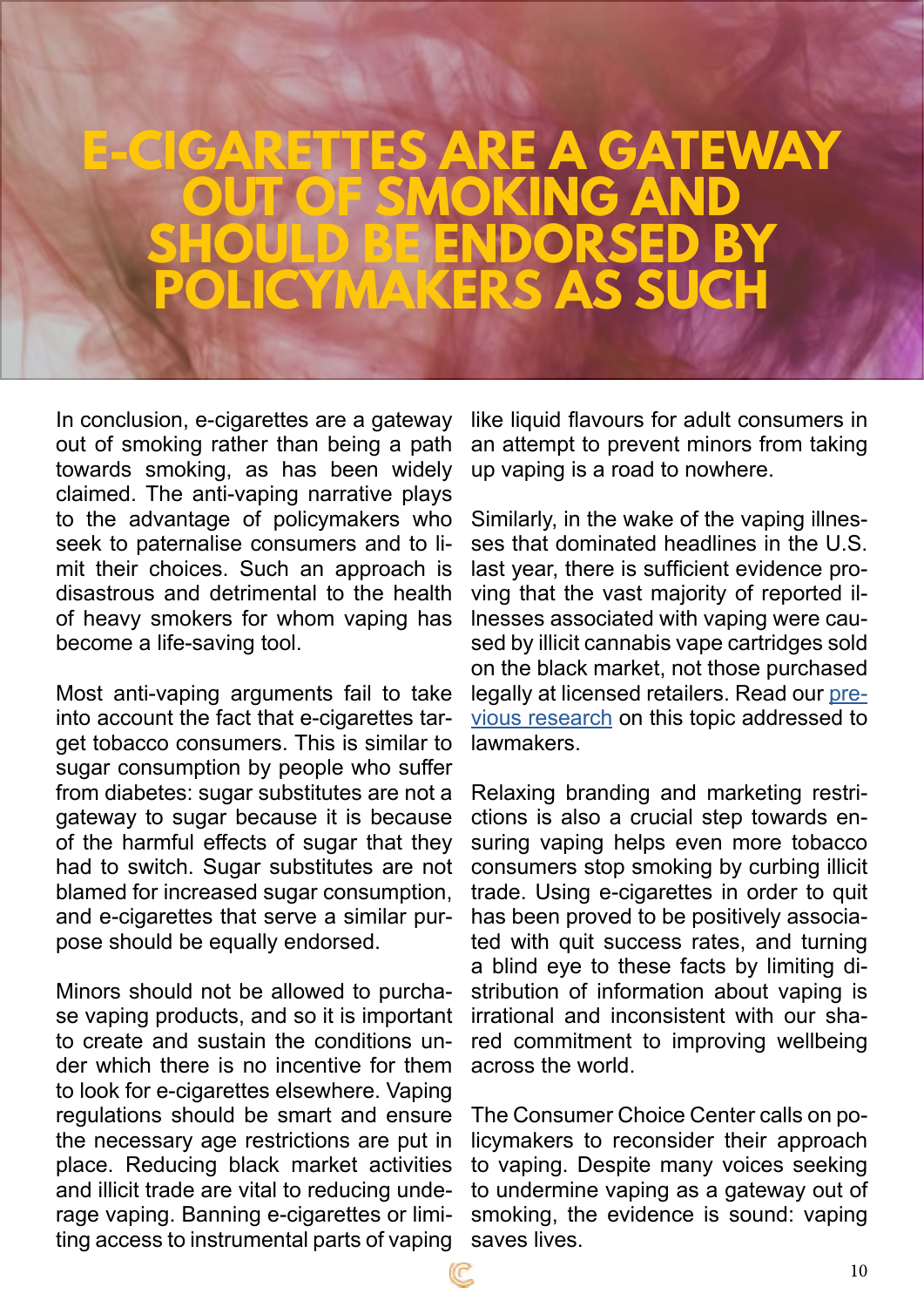# E-CIGARETTES ARE A GATEWAY OUT OF SMOKING AND SHOULD BE ENDORSED BY POLICYMAKERS AS SUCH

In conclusion, e-cigarettes are a gateway out of smoking rather than being a path towards smoking, as has been widely claimed. The anti-vaping narrative plays to the advantage of policymakers who seek to paternalise consumers and to limit their choices. Such an approach is disastrous and detrimental to the health of heavy smokers for whom vaping has become a life-saving tool.

Most anti-vaping arguments fail to take into account the fact that e-cigarettes target tobacco consumers. This is similar to sugar consumption by people who suffer from diabetes: sugar substitutes are not a gateway to sugar because it is because of the harmful effects of sugar that they had to switch. Sugar substitutes are not blamed for increased sugar consumption, and e-cigarettes that serve a similar purpose should be equally endorsed.

Minors should not be allowed to purchase vaping products, and so it is important to create and sustain the conditions under which there is no incentive for them to look for e-cigarettes elsewhere. Vaping regulations should be smart and ensure the necessary age restrictions are put in place. Reducing black market activities and illicit trade are vital to reducing underage vaping. Banning e-cigarettes or limiting access to instrumental parts of vaping like liquid flavours for adult consumers in an attempt to prevent minors from taking up vaping is a road to nowhere.

Similarly, in the wake of the vaping illnesses that dominated headlines in the U.S. last year, there is sufficient evidence proving that the vast majority of reported illnesses associated with vaping were caused by illicit cannabis vape cartridges sold on the black market, not those purchased legally at licensed retailers. Read our previous research on this topic addressed to lawmakers.

Relaxing branding and marketing restrictions is also a crucial step towards ensuring vaping helps even more tobacco consumers stop smoking by curbing illicit trade. Using e-cigarettes in order to quit has been proved to be positively associated with quit success rates, and turning a blind eye to these facts by limiting distribution of information about vaping is irrational and inconsistent with our shared commitment to improving wellbeing across the world.

The Consumer Choice Center calls on policymakers to reconsider their approach to vaping. Despite many voices seeking to undermine vaping as a gateway out of smoking, the evidence is sound: vaping saves lives.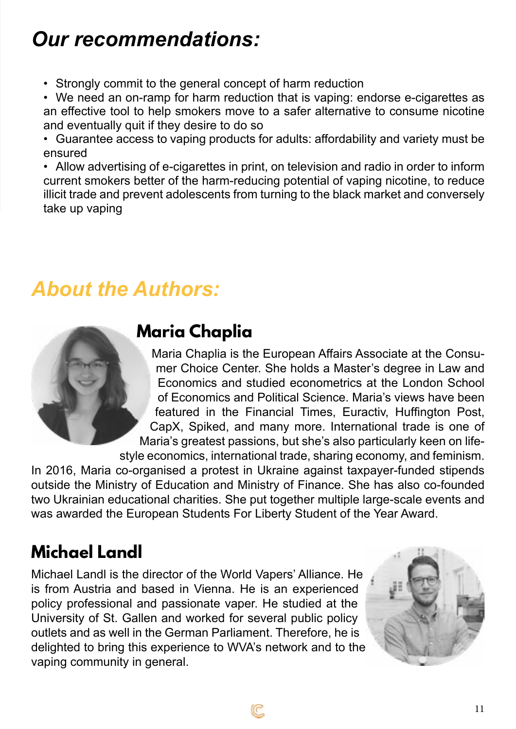## *Our recommendations:*

- Strongly commit to the general concept of harm reduction
- We need an on-ramp for harm reduction that is vaping: endorse e-cigarettes as an effective tool to help smokers move to a safer alternative to consume nicotine and eventually quit if they desire to do so
- Guarantee access to vaping products for adults: affordability and variety must be ensured
- Allow advertising of e-cigarettes in print, on television and radio in order to inform current smokers better of the harm-reducing potential of vaping nicotine, to reduce illicit trade and prevent adolescents from turning to the black market and conversely take up vaping

## *About the Authors:*

### Maria Chaplia

Maria Chaplia is the European Affairs Associate at the Consumer Choice Center. She holds a Master's degree in Law and Economics and studied econometrics at the London School of Economics and Political Science. Maria's views have been featured in the Financial Times, Euractiv, Huffington Post, CapX, Spiked, and many more. International trade is one of Maria's greatest passions, but she's also particularly keen on lifestyle economics, international trade, sharing economy, and feminism. In 2016, Maria co-organised a protest in Ukraine against taxpayer-funded stipends outside the Ministry of Education and Ministry of Finance. She has also co-founded two Ukrainian educational charities. She put together multiple large-scale events and was awarded the European Students For Liberty Student of the Year Award.

### Michael Landl

Michael Landl is the director of the World Vapers' Alliance. He is from Austria and based in Vienna. He is an experienced policy professional and passionate vaper. He studied at the University of St. Gallen and worked for several public policy outlets and as well in the German Parliament. Therefore, he is delighted to bring this experience to WVA's network and to the vaping community in general.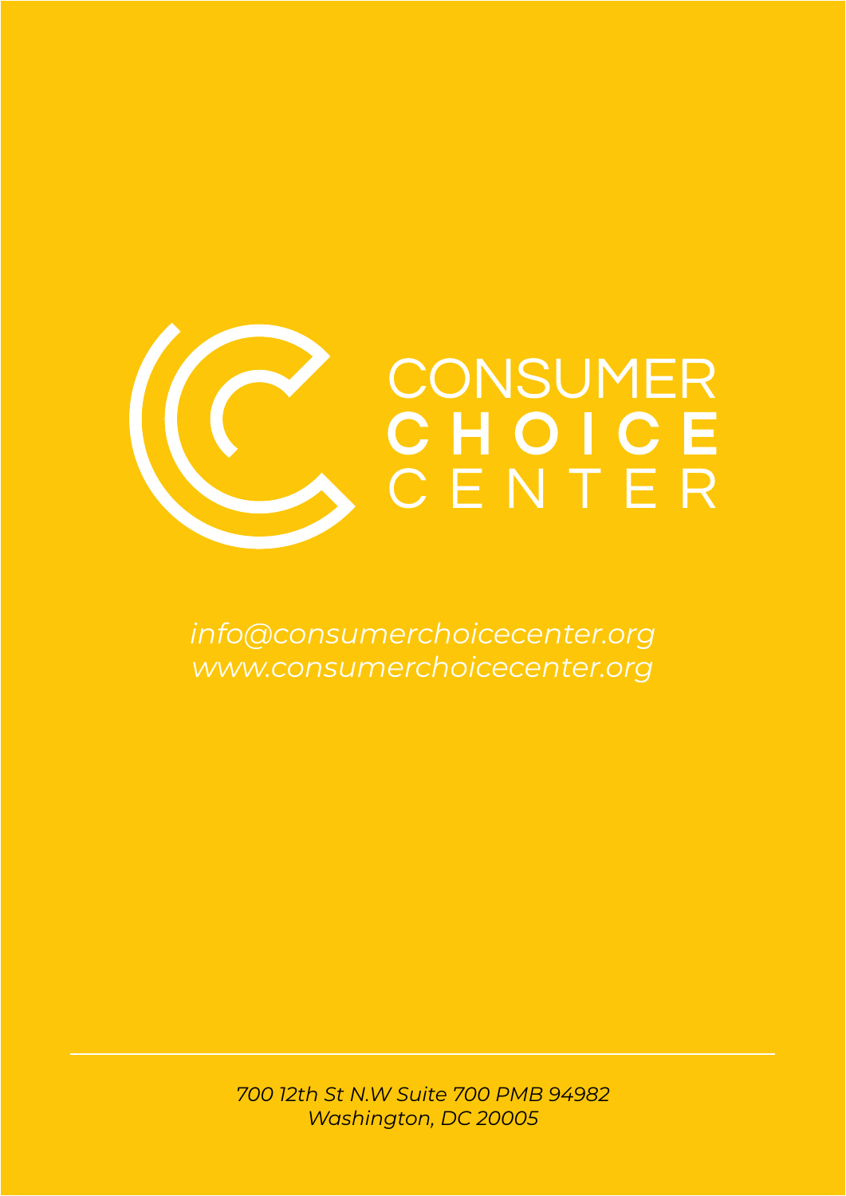CONSUMER
CHOICE
CENTER

*info@consumerchoicecenter.org*
*www.consumerchoicecenter.org*

---

*700 12th St N.W Suite 700 PMB 94982*
*Washington, DC 20005*